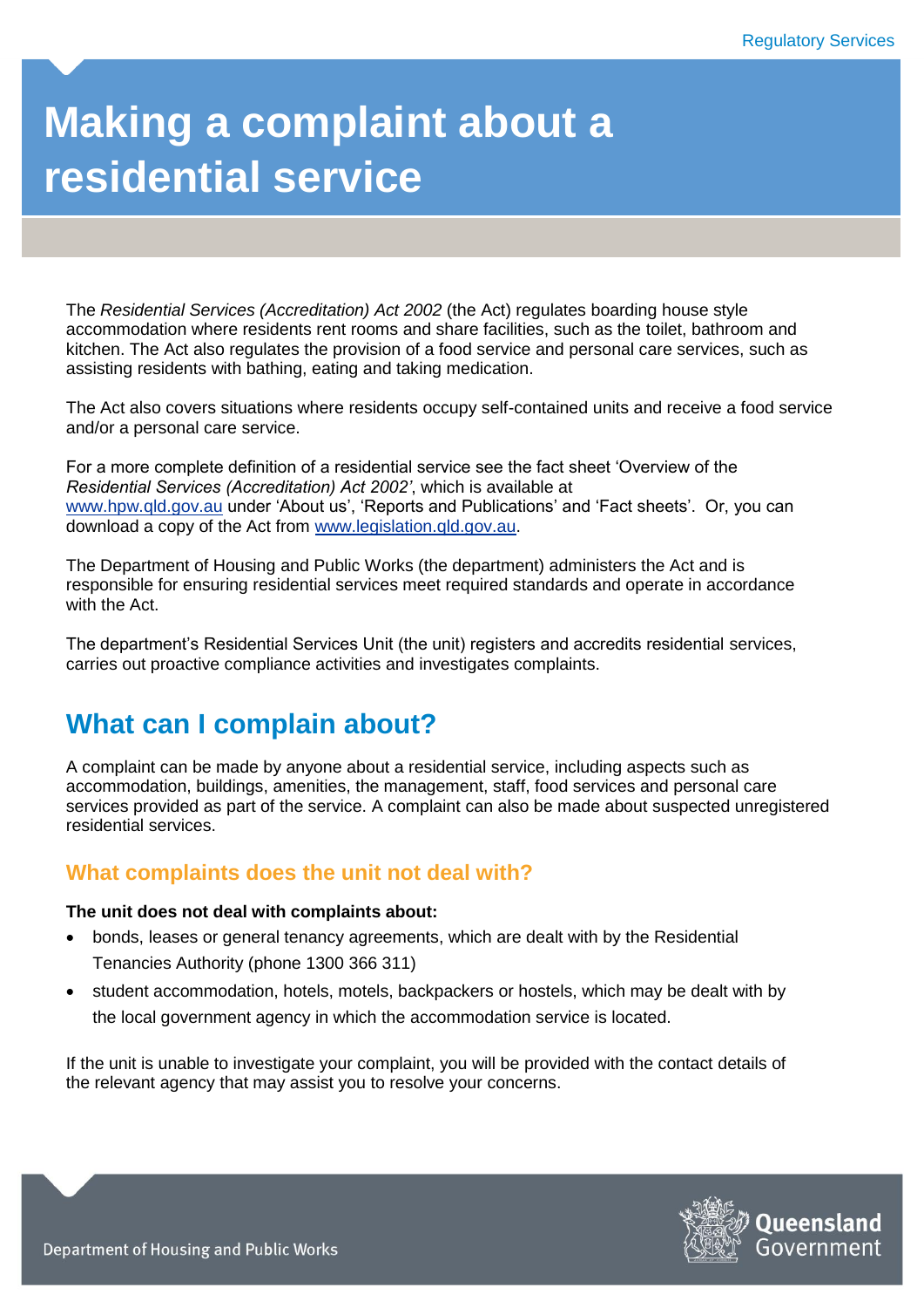# Making a complaint about a residential service

The *Residential Services (Accreditation) Act 2002* (the Act) regulates boarding house style accommodation where residents rent rooms and share facilities, such as the toilet, bathroom and kitchen. The Act also regulates the provision of a food service and personal care services, such as assisting residents with bathing, eating and taking medication.

The Act also covers situations where residents occupy self-contained units and receive a food service and/or a personal care service.

For a more complete definition of a residential service see the fact sheet 'Overview of the *Residential Services (Accreditation) Act 2002*', which is available at www.hpw.qld.gov.au under 'About us', 'Reports and Publications' and 'Fact sheets'. Or, you can download a copy of the Act from www.legislation.qld.gov.au.

The Department of Housing and Public Works (the department) administers the Act and is responsible for ensuring residential services meet required standards and operate in accordance with the Act.

The department's Residential Services Unit (the unit) registers and accredits residential services, carries out proactive compliance activities and investigates complaints.

## What can I complain about?

A complaint can be made by anyone about a residential service, including aspects such as accommodation, buildings, amenities, the management, staff, food services and personal care services provided as part of the service. A complaint can also be made about suspected unregistered residential services.

### What complaints does the unit not deal with?

**The unit does not deal with complaints about:**

- bonds, leases or general tenancy agreements, which are dealt with by the Residential Tenancies Authority (phone 1300 366 311)
- student accommodation, hotels, motels, backpackers or hostels, which may be dealt with by the local government agency in which the accommodation service is located.

If the unit is unable to investigate your complaint, you will be provided with the contact details of the relevant agency that may assist you to resolve your concerns.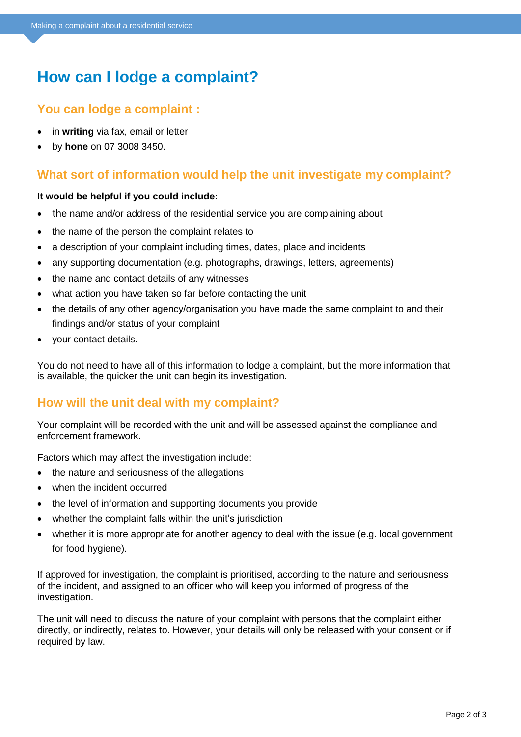# How can I lodge a complaint?

## You can lodge a complaint :

- in **writing** via fax, email or letter
- by **hone** on 07 3008 3450.

## What sort of information would help the unit investigate my complaint?

**It would be helpful if you could include:**

- the name and/or address of the residential service you are complaining about
- the name of the person the complaint relates to
- a description of your complaint including times, dates, place and incidents
- any supporting documentation (e.g. photographs, drawings, letters, agreements)
- the name and contact details of any witnesses
- what action you have taken so far before contacting the unit
- the details of any other agency/organisation you have made the same complaint to and their findings and/or status of your complaint
- your contact details.

You do not need to have all of this information to lodge a complaint, but the more information that is available, the quicker the unit can begin its investigation.

## How will the unit deal with my complaint?

Your complaint will be recorded with the unit and will be assessed against the compliance and enforcement framework.

Factors which may affect the investigation include:

- the nature and seriousness of the allegations
- when the incident occurred
- the level of information and supporting documents you provide
- whether the complaint falls within the unit's jurisdiction
- whether it is more appropriate for another agency to deal with the issue (e.g. local government for food hygiene).

If approved for investigation, the complaint is prioritised, according to the nature and seriousness of the incident, and assigned to an officer who will keep you informed of progress of the investigation.

The unit will need to discuss the nature of your complaint with persons that the complaint either directly, or indirectly, relates to. However, your details will only be released with your consent or if required by law.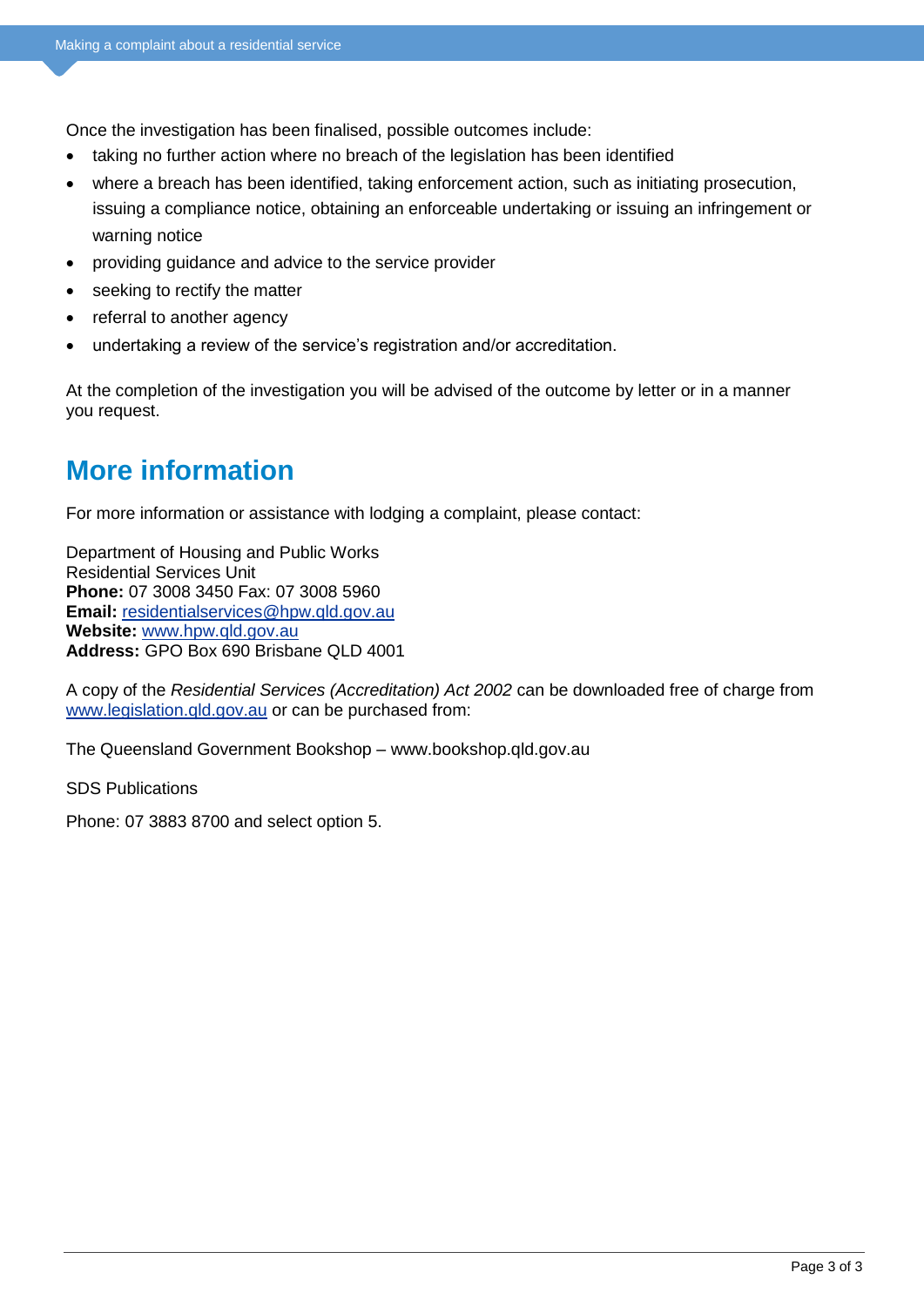Once the investigation has been finalised, possible outcomes include:

- taking no further action where no breach of the legislation has been identified
- where a breach has been identified, taking enforcement action, such as initiating prosecution, issuing a compliance notice, obtaining an enforceable undertaking or issuing an infringement or warning notice
- providing guidance and advice to the service provider
- seeking to rectify the matter
- referral to another agency
- undertaking a review of the service's registration and/or accreditation.

At the completion of the investigation you will be advised of the outcome by letter or in a manner you request.

## More information

For more information or assistance with lodging a complaint, please contact:

Department of Housing and Public Works
Residential Services Unit
**Phone:** 07 3008 3450 Fax: 07 3008 5960
**Email:** residentialservices@hpw.qld.gov.au
**Website:** www.hpw.qld.gov.au
**Address:** GPO Box 690 Brisbane QLD 4001

A copy of the *Residential Services (Accreditation) Act 2002* can be downloaded free of charge from www.legislation.qld.gov.au or can be purchased from:

The Queensland Government Bookshop – www.bookshop.qld.gov.au

SDS Publications

Phone: 07 3883 8700 and select option 5.